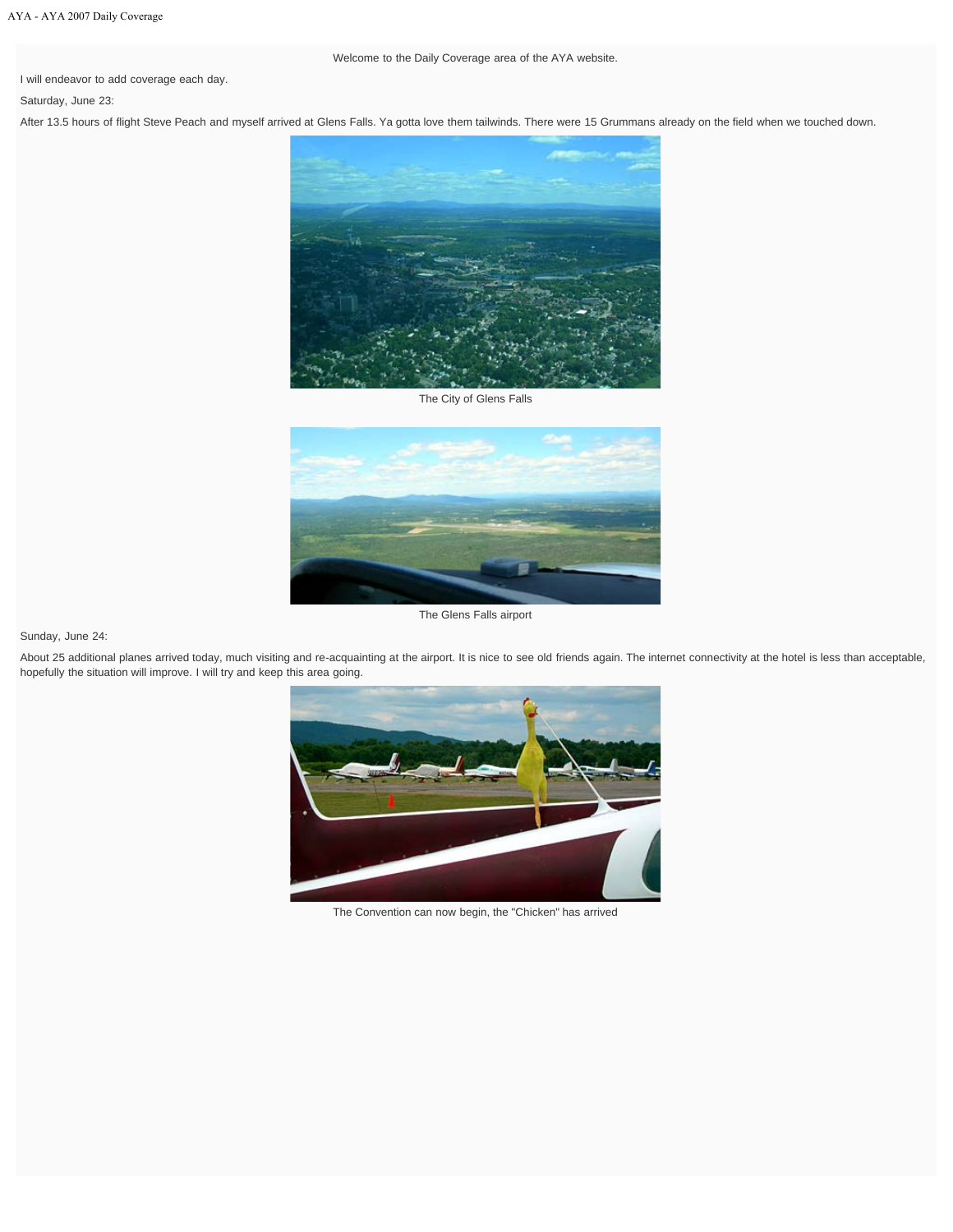Welcome to the Daily Coverage area of the AYA website.

I will endeavor to add coverage each day.

Saturday, June 23:

After 13.5 hours of flight Steve Peach and myself arrived at Glens Falls. Ya gotta love them tailwinds. There were 15 Grummans already on the field when we touched down.

The City of Glens Falls

The Glens Falls airport

Sunday, June 24:

About 25 additional planes arrived today, much visiting and re-acquainting at the airport. It is nice to see old friends again. The internet connectivity at the hotel is less than acceptable, hopefully the situation will improve. I will try and keep this area going.

The Convention can now begin, the "Chicken" has arrived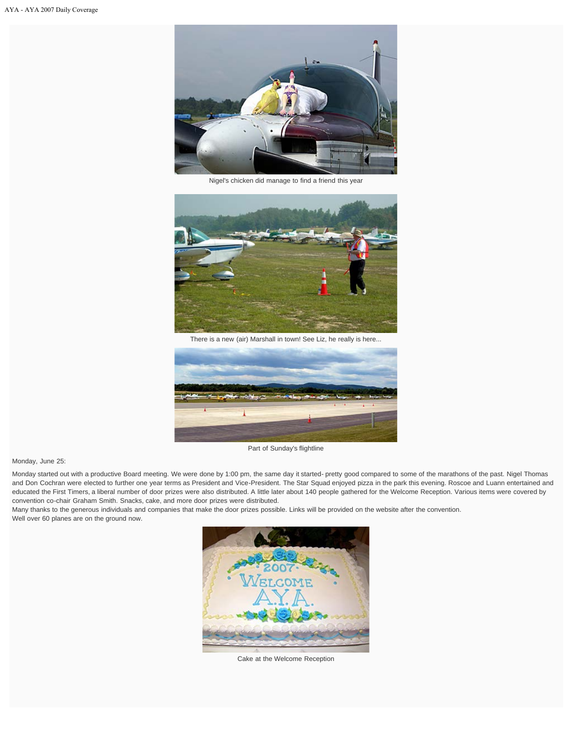Nigel's chicken did manage to find a friend this year

There is a new (air) Marshall in town! See Liz, he really is here...

Part of Sunday's flightline

Monday, June 25:

Monday started out with a productive Board meeting. We were done by 1:00 pm, the same day it started- pretty good compared to some of the marathons of the past. Nigel Thomas and Don Cochran were elected to further one year terms as President and Vice-President. The Star Squad enjoyed pizza in the park this evening. Roscoe and Luann entertained and educated the First Timers, a liberal number of door prizes were also distributed. A little later about 140 people gathered for the Welcome Reception. Various items were covered by convention co-chair Graham Smith. Snacks, cake, and more door prizes were distributed.
Many thanks to the generous individuals and companies that make the door prizes possible. Links will be provided on the website after the convention.
Well over 60 planes are on the ground now.

Cake at the Welcome Reception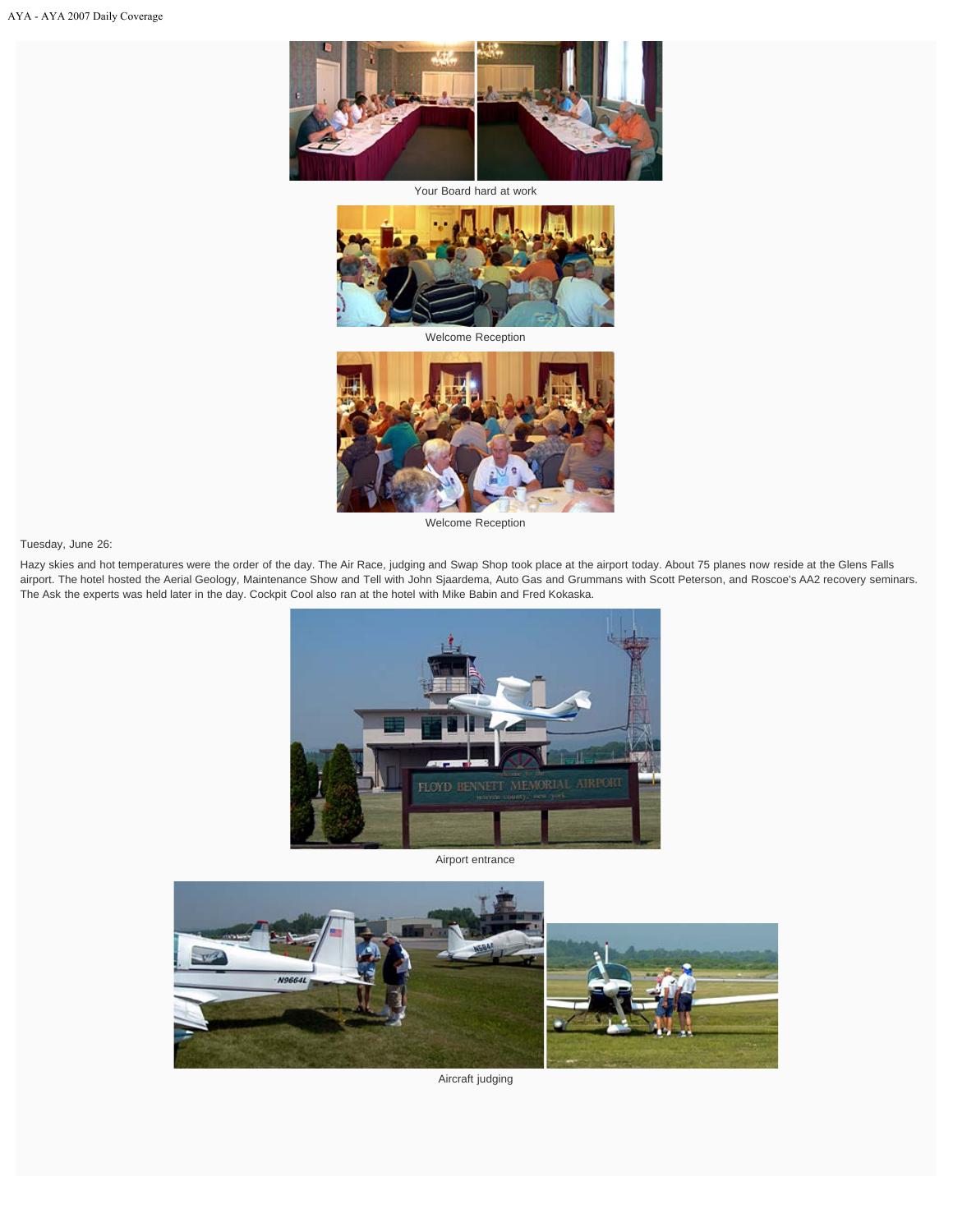Your Board hard at work

Welcome Reception

Welcome Reception

Tuesday, June 26:

Hazy skies and hot temperatures were the order of the day. The Air Race, judging and Swap Shop took place at the airport today. About 75 planes now reside at the Glens Falls airport. The hotel hosted the Aerial Geology, Maintenance Show and Tell with John Sjaardema, Auto Gas and Grummans with Scott Peterson, and Roscoe's AA2 recovery seminars. The Ask the experts was held later in the day. Cockpit Cool also ran at the hotel with Mike Babin and Fred Kokaska.

Airport entrance

Aircraft judging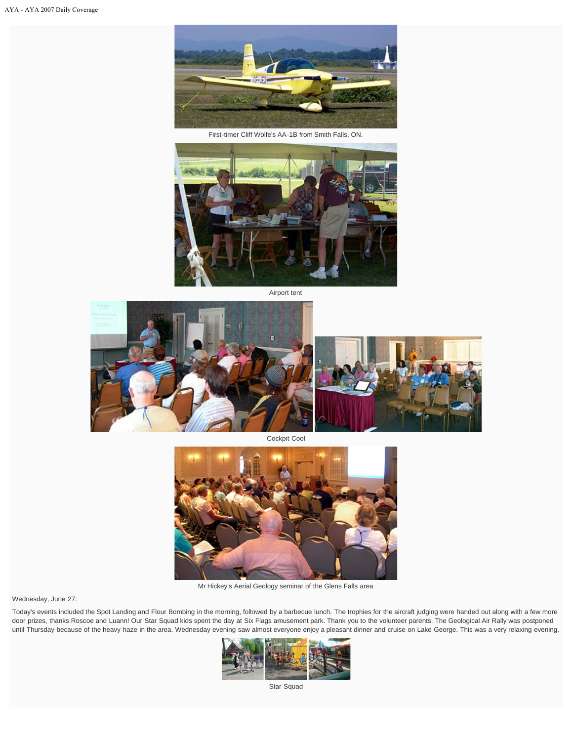First-timer Cliff Wolfe's AA-1B from Smith Falls, ON.

Airport tent

Cockpit Cool

Mr Hickey's Aerial Geology seminar of the Glens Falls area

Wednesday, June 27:

Today's events included the Spot Landing and Flour Bombing in the morning, followed by a barbecue lunch. The trophies for the aircraft judging were handed out along with a few more door prizes, thanks Roscoe and Luann! Our Star Squad kids spent the day at Six Flags amusement park. Thank you to the volunteer parents. The Geological Air Rally was postponed until Thursday because of the heavy haze in the area. Wednesday evening saw almost everyone enjoy a pleasant dinner and cruise on Lake George. This was a very relaxing evening.

Star Squad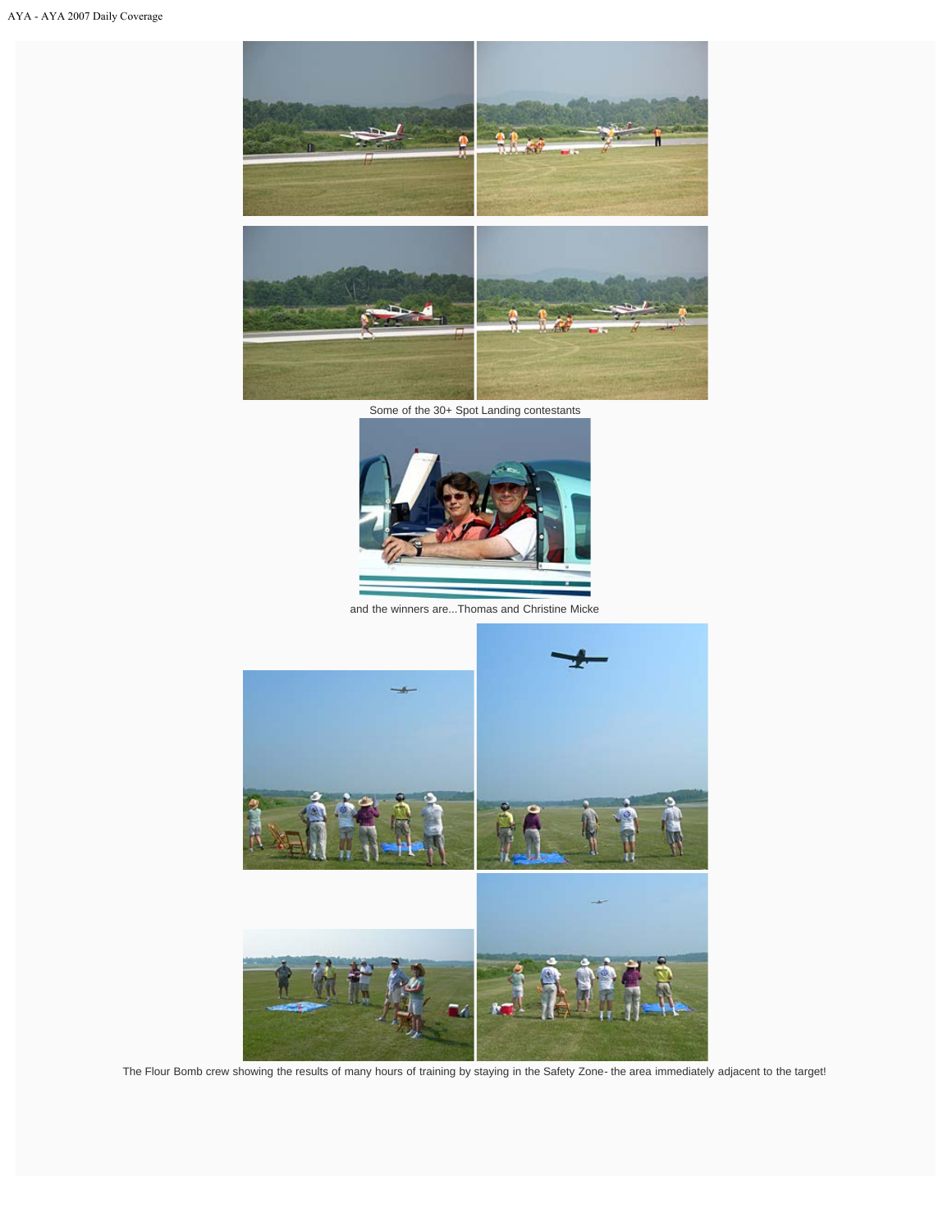Some of the 30+ Spot Landing contestants

and the winners are...Thomas and Christine Micke

The Flour Bomb crew showing the results of many hours of training by staying in the Safety Zone- the area immediately adjacent to the target!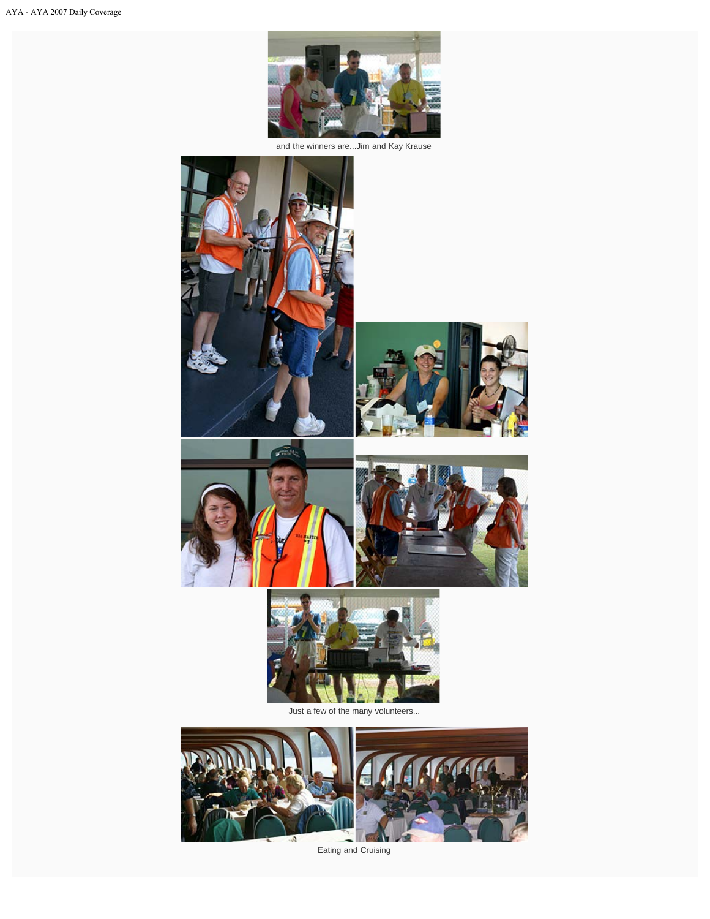and the winners are...Jim and Kay Krause

Just a few of the many volunteers...

Eating and Cruising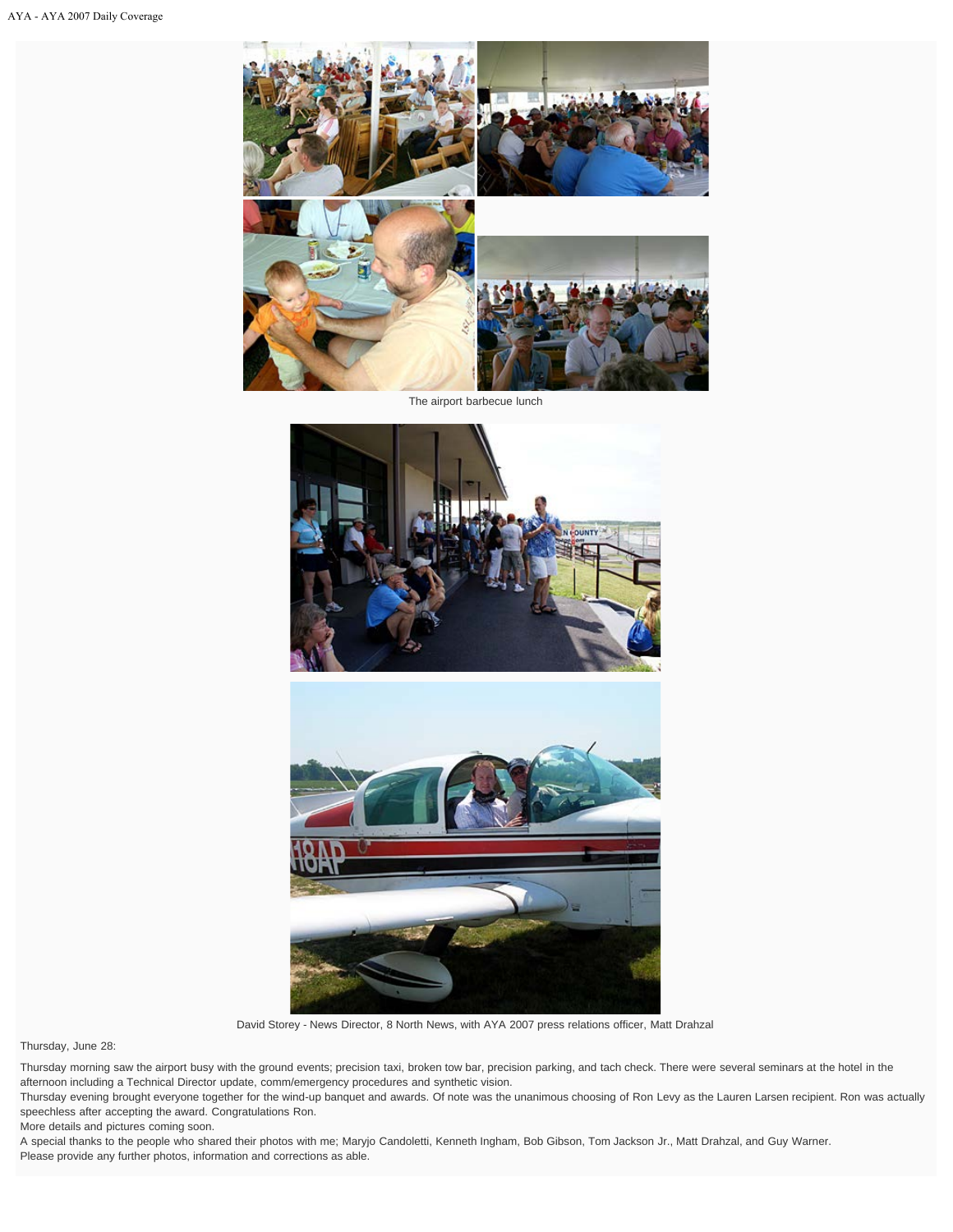The airport barbecue lunch

David Storey - News Director, 8 North News, with AYA 2007 press relations officer, Matt Drahzal

Thursday, June 28:

Thursday morning saw the airport busy with the ground events; precision taxi, broken tow bar, precision parking, and tach check. There were several seminars at the hotel in the afternoon including a Technical Director update, comm/emergency procedures and synthetic vision.

Thursday evening brought everyone together for the wind-up banquet and awards. Of note was the unanimous choosing of Ron Levy as the Lauren Larsen recipient. Ron was actually speechless after accepting the award. Congratulations Ron.

More details and pictures coming soon.

A special thanks to the people who shared their photos with me; Maryjo Candoletti, Kenneth Ingham, Bob Gibson, Tom Jackson Jr., Matt Drahzal, and Guy Warner.

Please provide any further photos, information and corrections as able.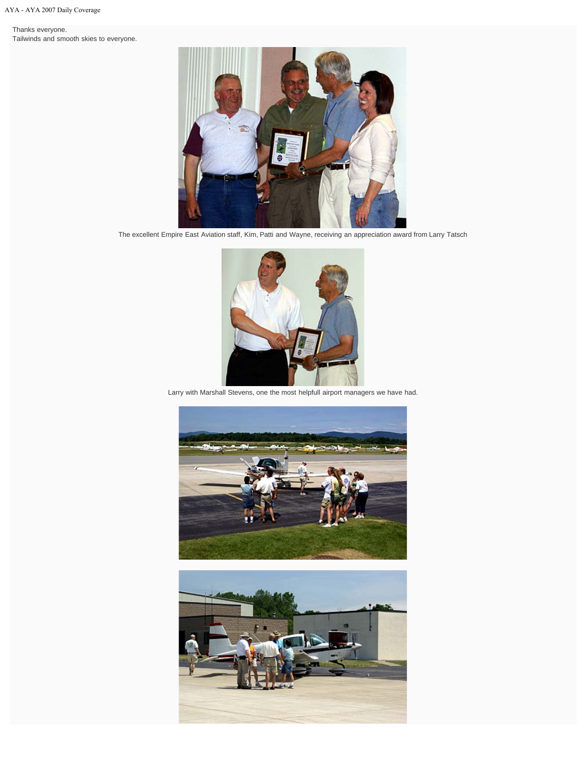Thanks everyone.
Tailwinds and smooth skies to everyone.

The excellent Empire East Aviation staff, Kim, Patti and Wayne, receiving an appreciation award from Larry Tatsch

Larry with Marshall Stevens, one the most helpfull airport managers we have had.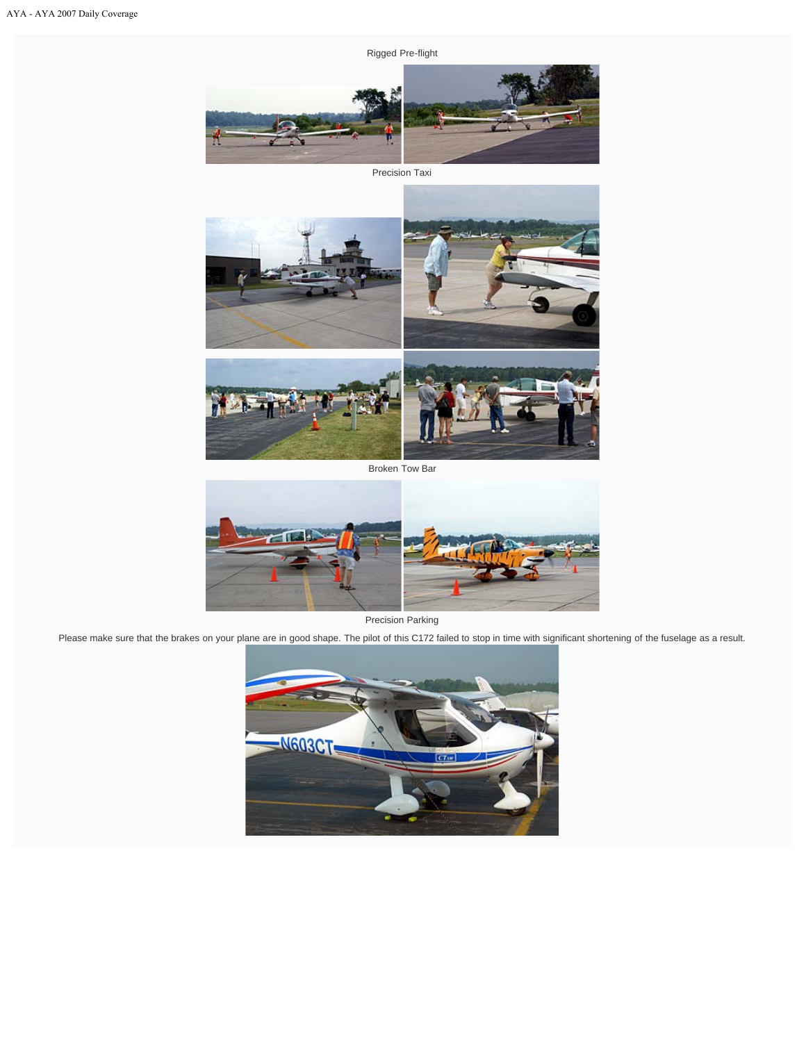Rigged Pre-flight

Precision Taxi

Broken Tow Bar

Precision Parking

Please make sure that the brakes on your plane are in good shape. The pilot of this C172 failed to stop in time with significant shortening of the fuselage as a result.